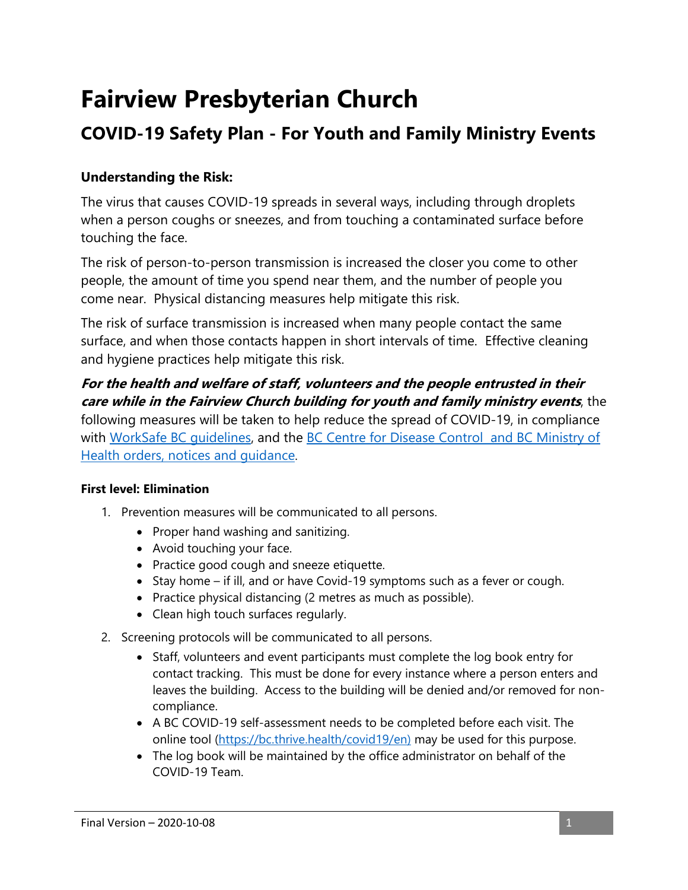# Fairview Presbyterian Church

## COVID-19 Safety Plan - For Youth and Family Ministry Events

### Understanding the Risk:

The virus that causes COVID-19 spreads in several ways, including through droplets when a person coughs or sneezes, and from touching a contaminated surface before touching the face.

The risk of person-to-person transmission is increased the closer you come to other people, the amount of time you spend near them, and the number of people you come near. Physical distancing measures help mitigate this risk.

The risk of surface transmission is increased when many people contact the same surface, and when those contacts happen in short intervals of time. Effective cleaning and hygiene practices help mitigate this risk.

***For the health and welfare of staff, volunteers and the people entrusted in their care while in the Fairview Church building for youth and family ministry events***, the following measures will be taken to help reduce the spread of COVID-19, in compliance with [WorkSafe BC guidelines](), and the [BC Centre for Disease Control and BC Ministry of Health orders, notices and guidance]().

#### First level: Elimination

1. Prevention measures will be communicated to all persons.
   - Proper hand washing and sanitizing.
   - Avoid touching your face.
   - Practice good cough and sneeze etiquette.
   - Stay home – if ill, and or have Covid-19 symptoms such as a fever or cough.
   - Practice physical distancing (2 metres as much as possible).
   - Clean high touch surfaces regularly.
2. Screening protocols will be communicated to all persons.
   - Staff, volunteers and event participants must complete the log book entry for contact tracking. This must be done for every instance where a person enters and leaves the building. Access to the building will be denied and/or removed for non-compliance.
   - A BC COVID-19 self-assessment needs to be completed before each visit. The online tool (https://bc.thrive.health/covid19/en) may be used for this purpose.
   - The log book will be maintained by the office administrator on behalf of the COVID-19 Team.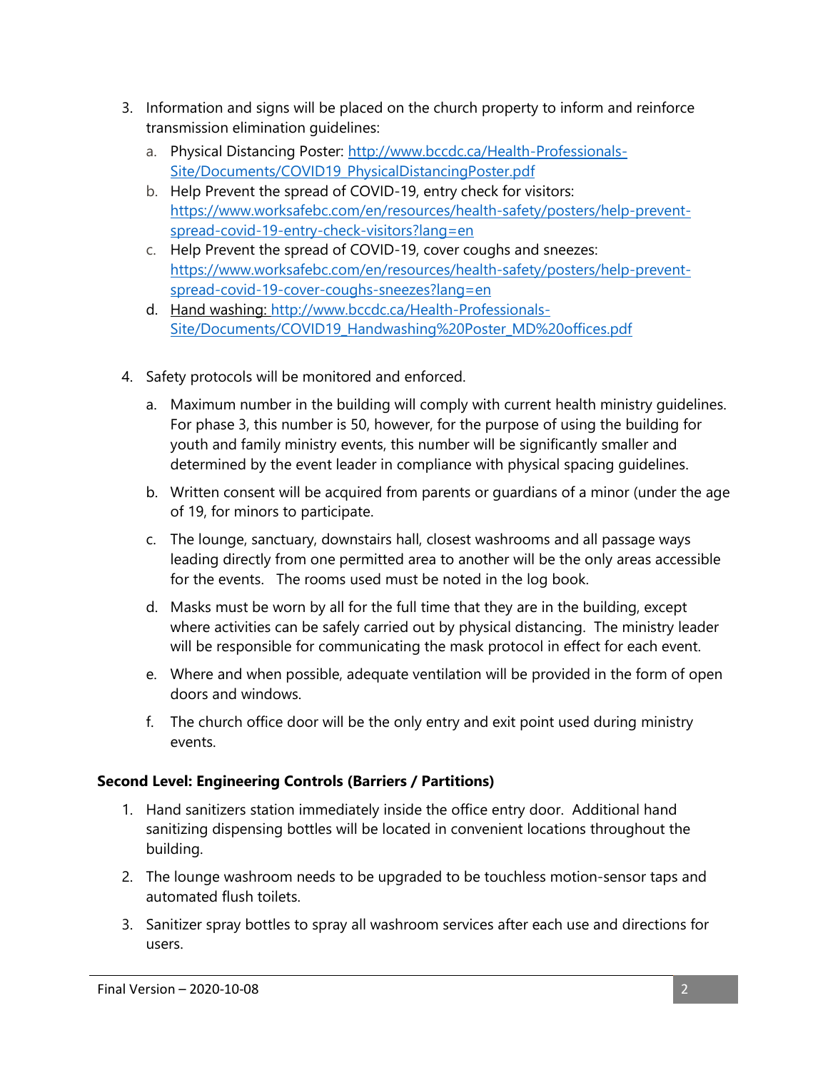3. Information and signs will be placed on the church property to inform and reinforce transmission elimination guidelines:
   a. Physical Distancing Poster: [http://www.bccdc.ca/Health-Professionals-Site/Documents/COVID19_PhysicalDistancingPoster.pdf](http://www.bccdc.ca/Health-Professionals-Site/Documents/COVID19_PhysicalDistancingPoster.pdf)
   b. Help Prevent the spread of COVID-19, entry check for visitors: [https://www.worksafebc.com/en/resources/health-safety/posters/help-prevent-spread-covid-19-entry-check-visitors?lang=en](https://www.worksafebc.com/en/resources/health-safety/posters/help-prevent-spread-covid-19-entry-check-visitors?lang=en)
   c. Help Prevent the spread of COVID-19, cover coughs and sneezes: [https://www.worksafebc.com/en/resources/health-safety/posters/help-prevent-spread-covid-19-cover-coughs-sneezes?lang=en](https://www.worksafebc.com/en/resources/health-safety/posters/help-prevent-spread-covid-19-cover-coughs-sneezes?lang=en)
   d. Hand washing: [http://www.bccdc.ca/Health-Professionals-Site/Documents/COVID19_Handwashing%20Poster_MD%20offices.pdf](http://www.bccdc.ca/Health-Professionals-Site/Documents/COVID19_Handwashing%20Poster_MD%20offices.pdf)

4. Safety protocols will be monitored and enforced.
   a. Maximum number in the building will comply with current health ministry guidelines. For phase 3, this number is 50, however, for the purpose of using the building for youth and family ministry events, this number will be significantly smaller and determined by the event leader in compliance with physical spacing guidelines.
   b. Written consent will be acquired from parents or guardians of a minor (under the age of 19, for minors to participate.
   c. The lounge, sanctuary, downstairs hall, closest washrooms and all passage ways leading directly from one permitted area to another will be the only areas accessible for the events. The rooms used must be noted in the log book.
   d. Masks must be worn by all for the full time that they are in the building, except where activities can be safely carried out by physical distancing. The ministry leader will be responsible for communicating the mask protocol in effect for each event.
   e. Where and when possible, adequate ventilation will be provided in the form of open doors and windows.
   f. The church office door will be the only entry and exit point used during ministry events.

**Second Level: Engineering Controls (Barriers / Partitions)**

1. Hand sanitizers station immediately inside the office entry door. Additional hand sanitizing dispensing bottles will be located in convenient locations throughout the building.
2. The lounge washroom needs to be upgraded to be touchless motion-sensor taps and automated flush toilets.
3. Sanitizer spray bottles to spray all washroom services after each use and directions for users.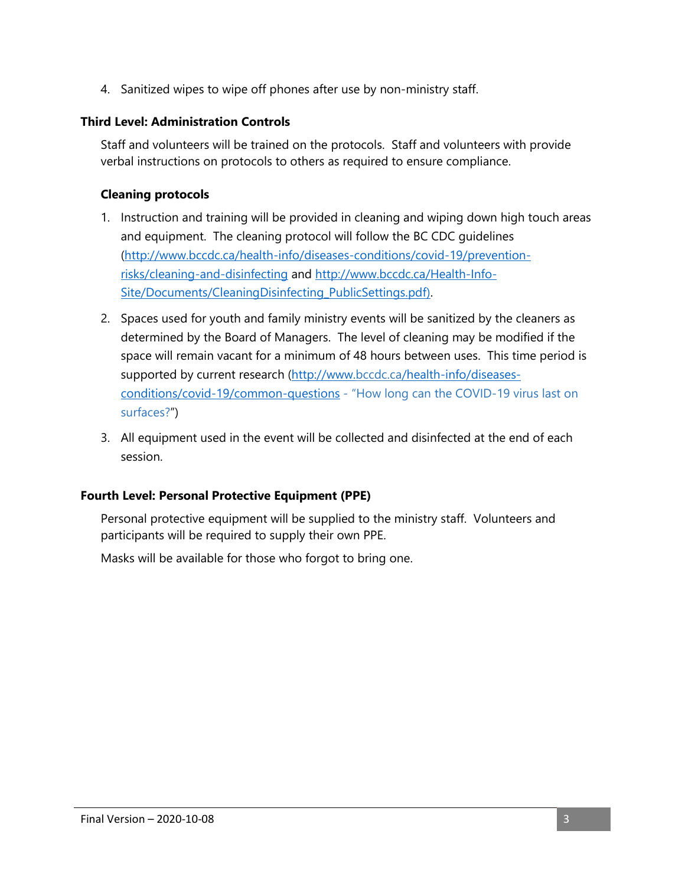4. Sanitized wipes to wipe off phones after use by non-ministry staff.

### Third Level: Administration Controls

Staff and volunteers will be trained on the protocols. Staff and volunteers with provide verbal instructions on protocols to others as required to ensure compliance.

#### Cleaning protocols

1. Instruction and training will be provided in cleaning and wiping down high touch areas and equipment. The cleaning protocol will follow the BC CDC guidelines (http://www.bccdc.ca/health-info/diseases-conditions/covid-19/prevention-risks/cleaning-and-disinfecting and http://www.bccdc.ca/Health-Info-Site/Documents/CleaningDisinfecting_PublicSettings.pdf).
2. Spaces used for youth and family ministry events will be sanitized by the cleaners as determined by the Board of Managers. The level of cleaning may be modified if the space will remain vacant for a minimum of 48 hours between uses. This time period is supported by current research (http://www.bccdc.ca/health-info/diseases-conditions/covid-19/common-questions - "How long can the COVID-19 virus last on surfaces?")
3. All equipment used in the event will be collected and disinfected at the end of each session.

### Fourth Level: Personal Protective Equipment (PPE)

Personal protective equipment will be supplied to the ministry staff. Volunteers and participants will be required to supply their own PPE.

Masks will be available for those who forgot to bring one.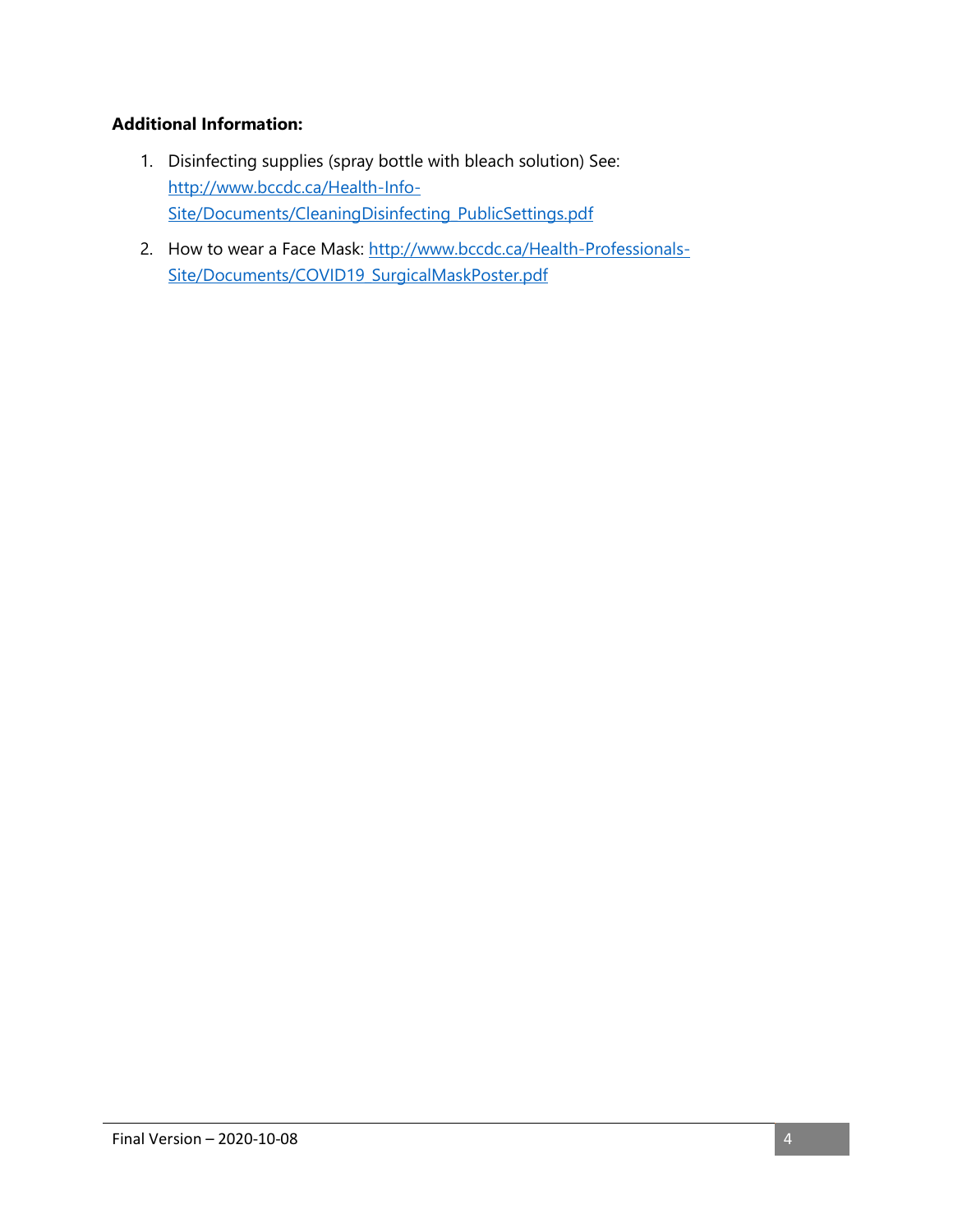**Additional Information:**

1. Disinfecting supplies (spray bottle with bleach solution) See: http://www.bccdc.ca/Health-Info-Site/Documents/CleaningDisinfecting_PublicSettings.pdf
2. How to wear a Face Mask: http://www.bccdc.ca/Health-Professionals-Site/Documents/COVID19_SurgicalMaskPoster.pdf